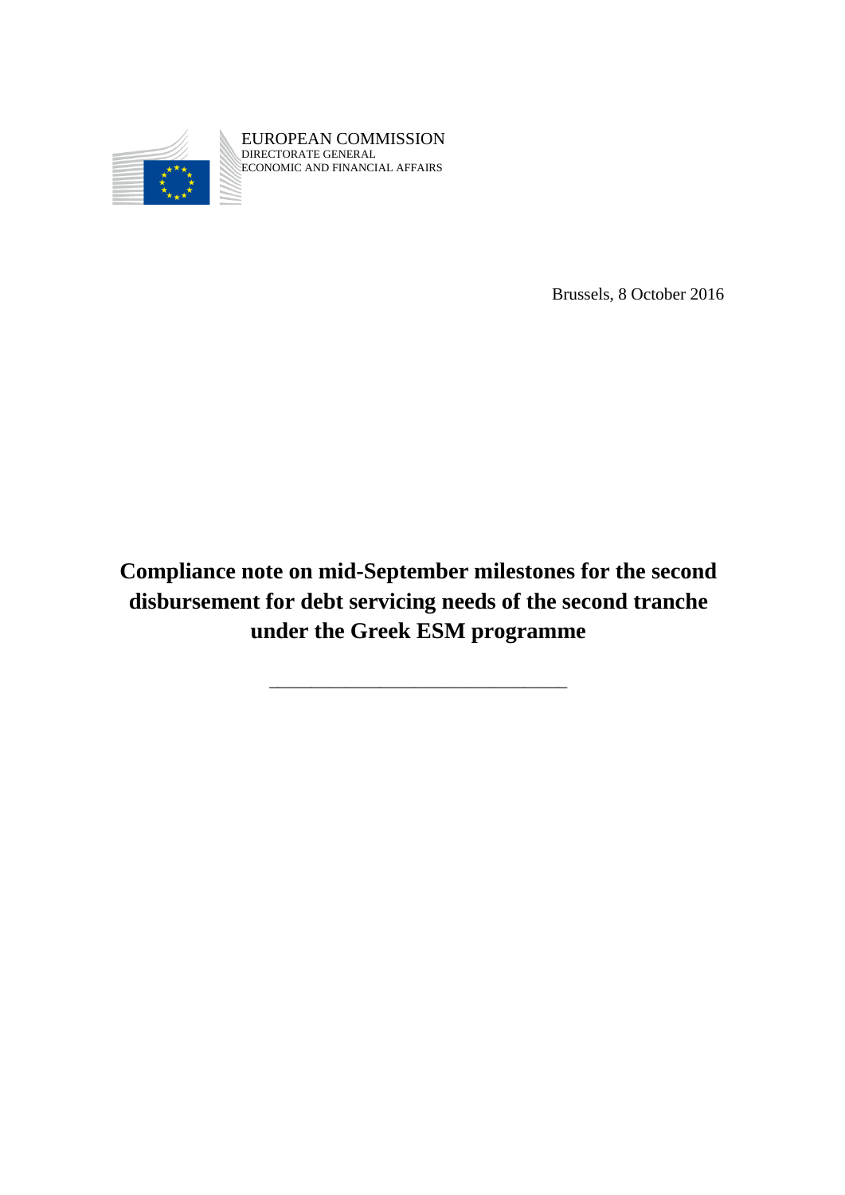EUROPEAN COMMISSION
DIRECTORATE GENERAL
ECONOMIC AND FINANCIAL AFFAIRS

Brussels, 8 October 2016

# Compliance note on mid-September milestones for the second disbursement for debt servicing needs of the second tranche under the Greek ESM programme

---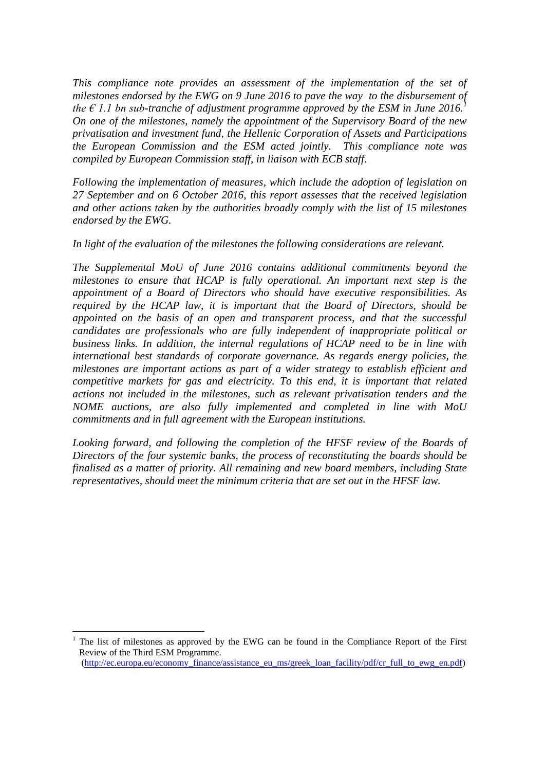*This compliance note provides an assessment of the implementation of the set of milestones endorsed by the EWG on 9 June 2016 to pave the way to the disbursement of the € 1.1 bn sub-tranche of adjustment programme approved by the ESM in June 2016.*[1] *On one of the milestones, namely the appointment of the Supervisory Board of the new privatisation and investment fund, the Hellenic Corporation of Assets and Participations the European Commission and the ESM acted jointly. This compliance note was compiled by European Commission staff, in liaison with ECB staff.*

*Following the implementation of measures, which include the adoption of legislation on 27 September and on 6 October 2016, this report assesses that the received legislation and other actions taken by the authorities broadly comply with the list of 15 milestones endorsed by the EWG.*

*In light of the evaluation of the milestones the following considerations are relevant.*

*The Supplemental MoU of June 2016 contains additional commitments beyond the milestones to ensure that HCAP is fully operational. An important next step is the appointment of a Board of Directors who should have executive responsibilities. As required by the HCAP law, it is important that the Board of Directors, should be appointed on the basis of an open and transparent process, and that the successful candidates are professionals who are fully independent of inappropriate political or business links. In addition, the internal regulations of HCAP need to be in line with international best standards of corporate governance. As regards energy policies, the milestones are important actions as part of a wider strategy to establish efficient and competitive markets for gas and electricity. To this end, it is important that related actions not included in the milestones, such as relevant privatisation tenders and the NOME auctions, are also fully implemented and completed in line with MoU commitments and in full agreement with the European institutions.*

*Looking forward, and following the completion of the HFSF review of the Boards of Directors of the four systemic banks, the process of reconstituting the boards should be finalised as a matter of priority. All remaining and new board members, including State representatives, should meet the minimum criteria that are set out in the HFSF law.*

---

[1] The list of milestones as approved by the EWG can be found in the Compliance Report of the First Review of the Third ESM Programme.
(http://ec.europa.eu/economy_finance/assistance_eu_ms/greek_loan_facility/pdf/cr_full_to_ewg_en.pdf)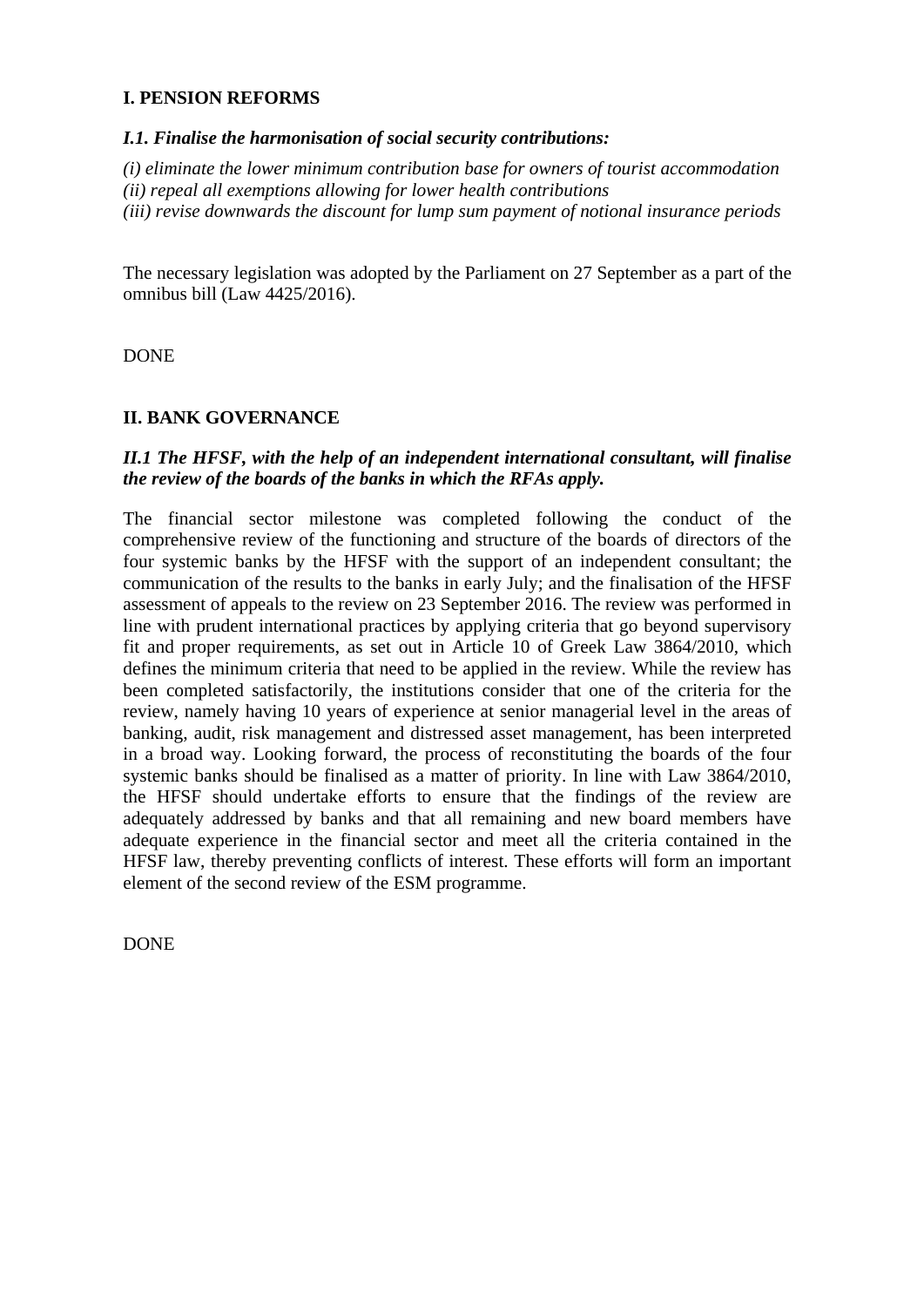## I. PENSION REFORMS

### *I.1. Finalise the harmonisation of social security contributions:*

*(i) eliminate the lower minimum contribution base for owners of tourist accommodation*
*(ii) repeal all exemptions allowing for lower health contributions*
*(iii) revise downwards the discount for lump sum payment of notional insurance periods*

The necessary legislation was adopted by the Parliament on 27 September as a part of the omnibus bill (Law 4425/2016).

DONE

## II. BANK GOVERNANCE

### *II.1 The HFSF, with the help of an independent international consultant, will finalise the review of the boards of the banks in which the RFAs apply.*

The financial sector milestone was completed following the conduct of the comprehensive review of the functioning and structure of the boards of directors of the four systemic banks by the HFSF with the support of an independent consultant; the communication of the results to the banks in early July; and the finalisation of the HFSF assessment of appeals to the review on 23 September 2016. The review was performed in line with prudent international practices by applying criteria that go beyond supervisory fit and proper requirements, as set out in Article 10 of Greek Law 3864/2010, which defines the minimum criteria that need to be applied in the review. While the review has been completed satisfactorily, the institutions consider that one of the criteria for the review, namely having 10 years of experience at senior managerial level in the areas of banking, audit, risk management and distressed asset management, has been interpreted in a broad way. Looking forward, the process of reconstituting the boards of the four systemic banks should be finalised as a matter of priority. In line with Law 3864/2010, the HFSF should undertake efforts to ensure that the findings of the review are adequately addressed by banks and that all remaining and new board members have adequate experience in the financial sector and meet all the criteria contained in the HFSF law, thereby preventing conflicts of interest. These efforts will form an important element of the second review of the ESM programme.

DONE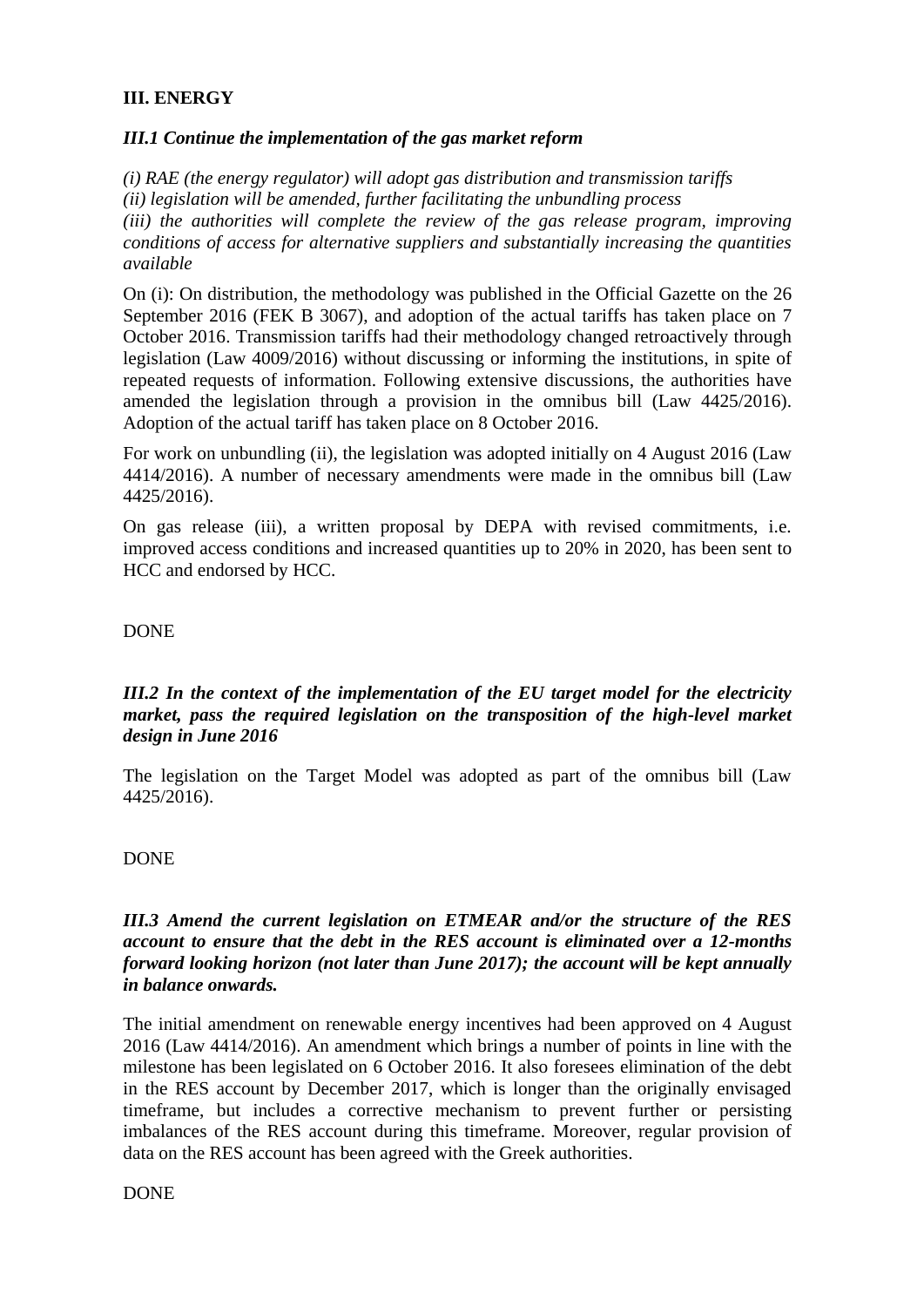## III. ENERGY

### *III.1 Continue the implementation of the gas market reform*

*(i) RAE (the energy regulator) will adopt gas distribution and transmission tariffs*
*(ii) legislation will be amended, further facilitating the unbundling process*
*(iii) the authorities will complete the review of the gas release program, improving conditions of access for alternative suppliers and substantially increasing the quantities available*

On (i): On distribution, the methodology was published in the Official Gazette on the 26 September 2016 (FEK B 3067), and adoption of the actual tariffs has taken place on 7 October 2016. Transmission tariffs had their methodology changed retroactively through legislation (Law 4009/2016) without discussing or informing the institutions, in spite of repeated requests of information. Following extensive discussions, the authorities have amended the legislation through a provision in the omnibus bill (Law 4425/2016). Adoption of the actual tariff has taken place on 8 October 2016.

For work on unbundling (ii), the legislation was adopted initially on 4 August 2016 (Law 4414/2016). A number of necessary amendments were made in the omnibus bill (Law 4425/2016).

On gas release (iii), a written proposal by DEPA with revised commitments, i.e. improved access conditions and increased quantities up to 20% in 2020, has been sent to HCC and endorsed by HCC.

DONE

### *III.2 In the context of the implementation of the EU target model for the electricity market, pass the required legislation on the transposition of the high-level market design in June 2016*

The legislation on the Target Model was adopted as part of the omnibus bill (Law 4425/2016).

DONE

### *III.3 Amend the current legislation on ETMEAR and/or the structure of the RES account to ensure that the debt in the RES account is eliminated over a 12-months forward looking horizon (not later than June 2017); the account will be kept annually in balance onwards.*

The initial amendment on renewable energy incentives had been approved on 4 August 2016 (Law 4414/2016). An amendment which brings a number of points in line with the milestone has been legislated on 6 October 2016. It also foresees elimination of the debt in the RES account by December 2017, which is longer than the originally envisaged timeframe, but includes a corrective mechanism to prevent further or persisting imbalances of the RES account during this timeframe. Moreover, regular provision of data on the RES account has been agreed with the Greek authorities.

DONE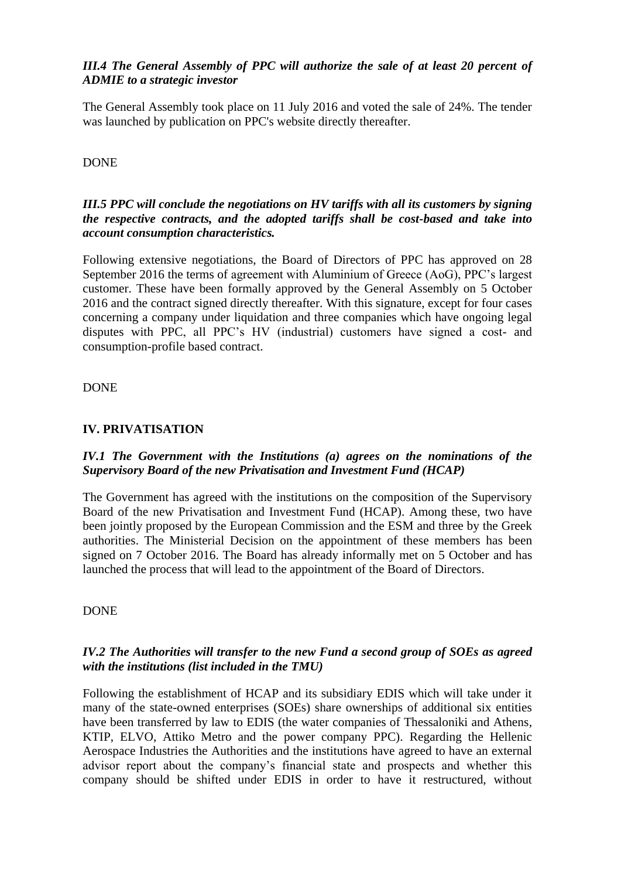***III.4 The General Assembly of PPC will authorize the sale of at least 20 percent of ADMIE to a strategic investor***

The General Assembly took place on 11 July 2016 and voted the sale of 24%. The tender was launched by publication on PPC's website directly thereafter.

DONE

***III.5 PPC will conclude the negotiations on HV tariffs with all its customers by signing the respective contracts, and the adopted tariffs shall be cost-based and take into account consumption characteristics.***

Following extensive negotiations, the Board of Directors of PPC has approved on 28 September 2016 the terms of agreement with Aluminium of Greece (AoG), PPC's largest customer. These have been formally approved by the General Assembly on 5 October 2016 and the contract signed directly thereafter. With this signature, except for four cases concerning a company under liquidation and three companies which have ongoing legal disputes with PPC, all PPC's HV (industrial) customers have signed a cost- and consumption-profile based contract.

DONE

## IV. PRIVATISATION

***IV.1 The Government with the Institutions (a) agrees on the nominations of the Supervisory Board of the new Privatisation and Investment Fund (HCAP)***

The Government has agreed with the institutions on the composition of the Supervisory Board of the new Privatisation and Investment Fund (HCAP). Among these, two have been jointly proposed by the European Commission and the ESM and three by the Greek authorities. The Ministerial Decision on the appointment of these members has been signed on 7 October 2016. The Board has already informally met on 5 October and has launched the process that will lead to the appointment of the Board of Directors.

DONE

***IV.2 The Authorities will transfer to the new Fund a second group of SOEs as agreed with the institutions (list included in the TMU)***

Following the establishment of HCAP and its subsidiary EDIS which will take under it many of the state-owned enterprises (SOEs) share ownerships of additional six entities have been transferred by law to EDIS (the water companies of Thessaloniki and Athens, KTIP, ELVO, Attiko Metro and the power company PPC). Regarding the Hellenic Aerospace Industries the Authorities and the institutions have agreed to have an external advisor report about the company's financial state and prospects and whether this company should be shifted under EDIS in order to have it restructured, without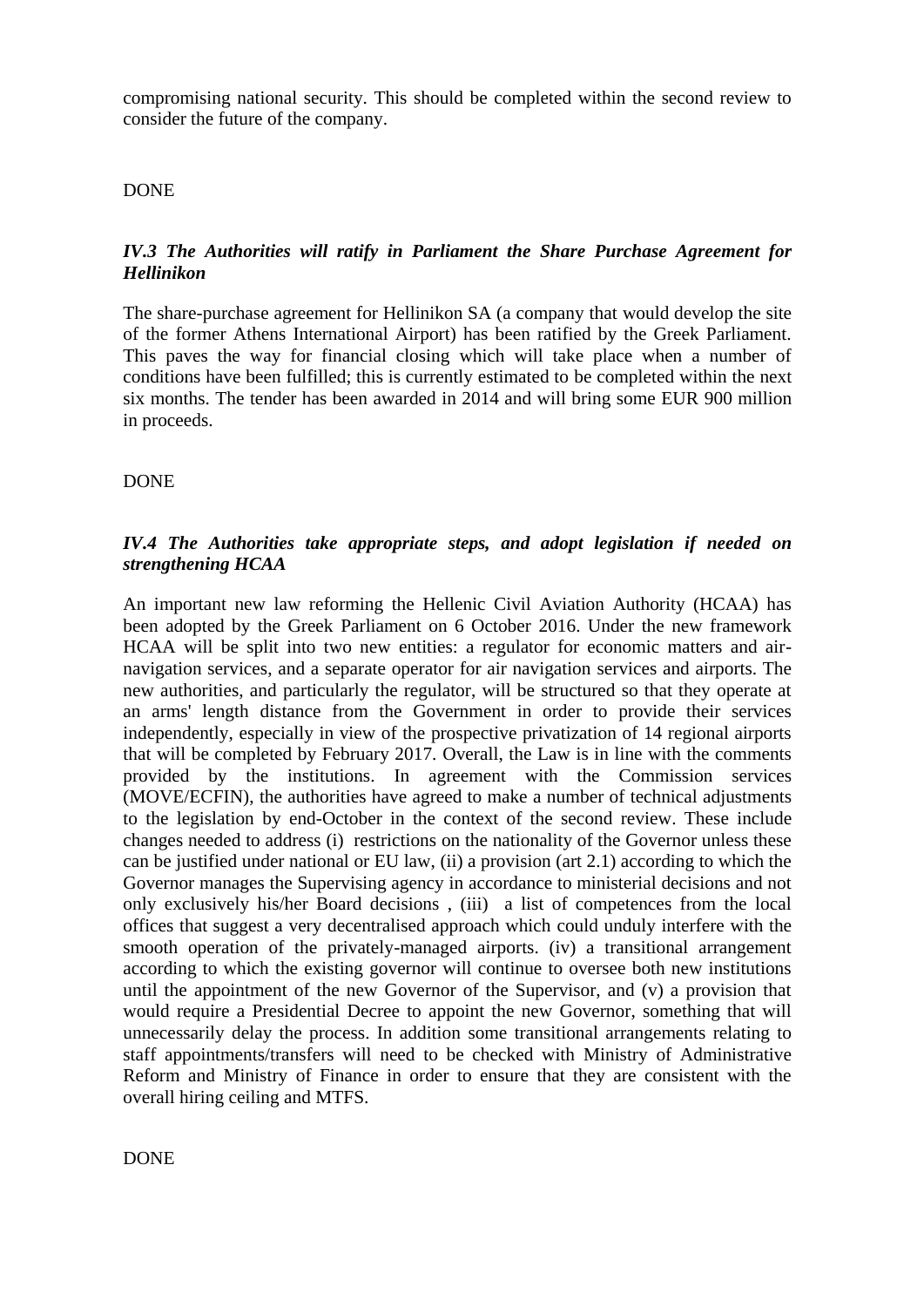compromising national security. This should be completed within the second review to consider the future of the company.

DONE

***IV.3 The Authorities will ratify in Parliament the Share Purchase Agreement for Hellinikon***

The share-purchase agreement for Hellinikon SA (a company that would develop the site of the former Athens International Airport) has been ratified by the Greek Parliament. This paves the way for financial closing which will take place when a number of conditions have been fulfilled; this is currently estimated to be completed within the next six months. The tender has been awarded in 2014 and will bring some EUR 900 million in proceeds.

DONE

***IV.4 The Authorities take appropriate steps, and adopt legislation if needed on strengthening HCAA***

An important new law reforming the Hellenic Civil Aviation Authority (HCAA) has been adopted by the Greek Parliament on 6 October 2016. Under the new framework HCAA will be split into two new entities: a regulator for economic matters and air-navigation services, and a separate operator for air navigation services and airports. The new authorities, and particularly the regulator, will be structured so that they operate at an arms' length distance from the Government in order to provide their services independently, especially in view of the prospective privatization of 14 regional airports that will be completed by February 2017. Overall, the Law is in line with the comments provided by the institutions. In agreement with the Commission services (MOVE/ECFIN), the authorities have agreed to make a number of technical adjustments to the legislation by end-October in the context of the second review. These include changes needed to address (i) restrictions on the nationality of the Governor unless these can be justified under national or EU law, (ii) a provision (art 2.1) according to which the Governor manages the Supervising agency in accordance to ministerial decisions and not only exclusively his/her Board decisions , (iii) a list of competences from the local offices that suggest a very decentralised approach which could unduly interfere with the smooth operation of the privately-managed airports. (iv) a transitional arrangement according to which the existing governor will continue to oversee both new institutions until the appointment of the new Governor of the Supervisor, and (v) a provision that would require a Presidential Decree to appoint the new Governor, something that will unnecessarily delay the process. In addition some transitional arrangements relating to staff appointments/transfers will need to be checked with Ministry of Administrative Reform and Ministry of Finance in order to ensure that they are consistent with the overall hiring ceiling and MTFS.

DONE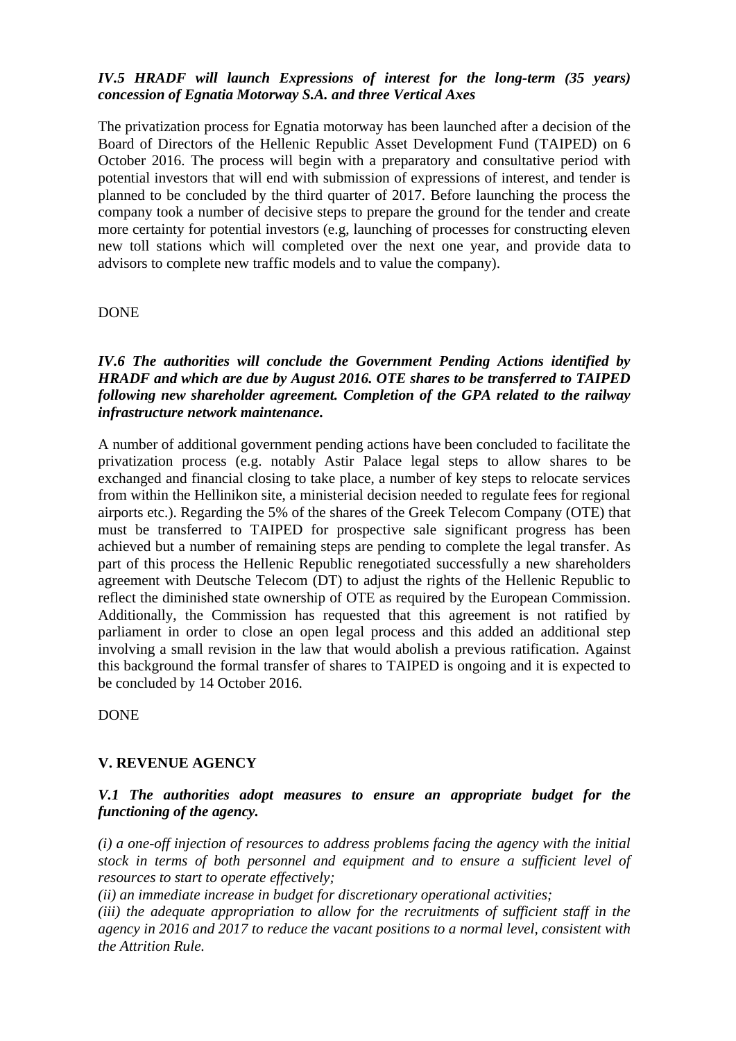***IV.5 HRADF will launch Expressions of interest for the long-term (35 years) concession of Egnatia Motorway S.A. and three Vertical Axes***

The privatization process for Egnatia motorway has been launched after a decision of the Board of Directors of the Hellenic Republic Asset Development Fund (TAIPED) on 6 October 2016. The process will begin with a preparatory and consultative period with potential investors that will end with submission of expressions of interest, and tender is planned to be concluded by the third quarter of 2017. Before launching the process the company took a number of decisive steps to prepare the ground for the tender and create more certainty for potential investors (e.g, launching of processes for constructing eleven new toll stations which will completed over the next one year, and provide data to advisors to complete new traffic models and to value the company).

DONE

***IV.6 The authorities will conclude the Government Pending Actions identified by HRADF and which are due by August 2016. OTE shares to be transferred to TAIPED following new shareholder agreement. Completion of the GPA related to the railway infrastructure network maintenance.***

A number of additional government pending actions have been concluded to facilitate the privatization process (e.g. notably Astir Palace legal steps to allow shares to be exchanged and financial closing to take place, a number of key steps to relocate services from within the Hellinikon site, a ministerial decision needed to regulate fees for regional airports etc.). Regarding the 5% of the shares of the Greek Telecom Company (OTE) that must be transferred to TAIPED for prospective sale significant progress has been achieved but a number of remaining steps are pending to complete the legal transfer. As part of this process the Hellenic Republic renegotiated successfully a new shareholders agreement with Deutsche Telecom (DT) to adjust the rights of the Hellenic Republic to reflect the diminished state ownership of OTE as required by the European Commission. Additionally, the Commission has requested that this agreement is not ratified by parliament in order to close an open legal process and this added an additional step involving a small revision in the law that would abolish a previous ratification. Against this background the formal transfer of shares to TAIPED is ongoing and it is expected to be concluded by 14 October 2016.

DONE

## V. REVENUE AGENCY

***V.1 The authorities adopt measures to ensure an appropriate budget for the functioning of the agency.***

*(i) a one-off injection of resources to address problems facing the agency with the initial stock in terms of both personnel and equipment and to ensure a sufficient level of resources to start to operate effectively;*
*(ii) an immediate increase in budget for discretionary operational activities;*
*(iii) the adequate appropriation to allow for the recruitments of sufficient staff in the agency in 2016 and 2017 to reduce the vacant positions to a normal level, consistent with the Attrition Rule.*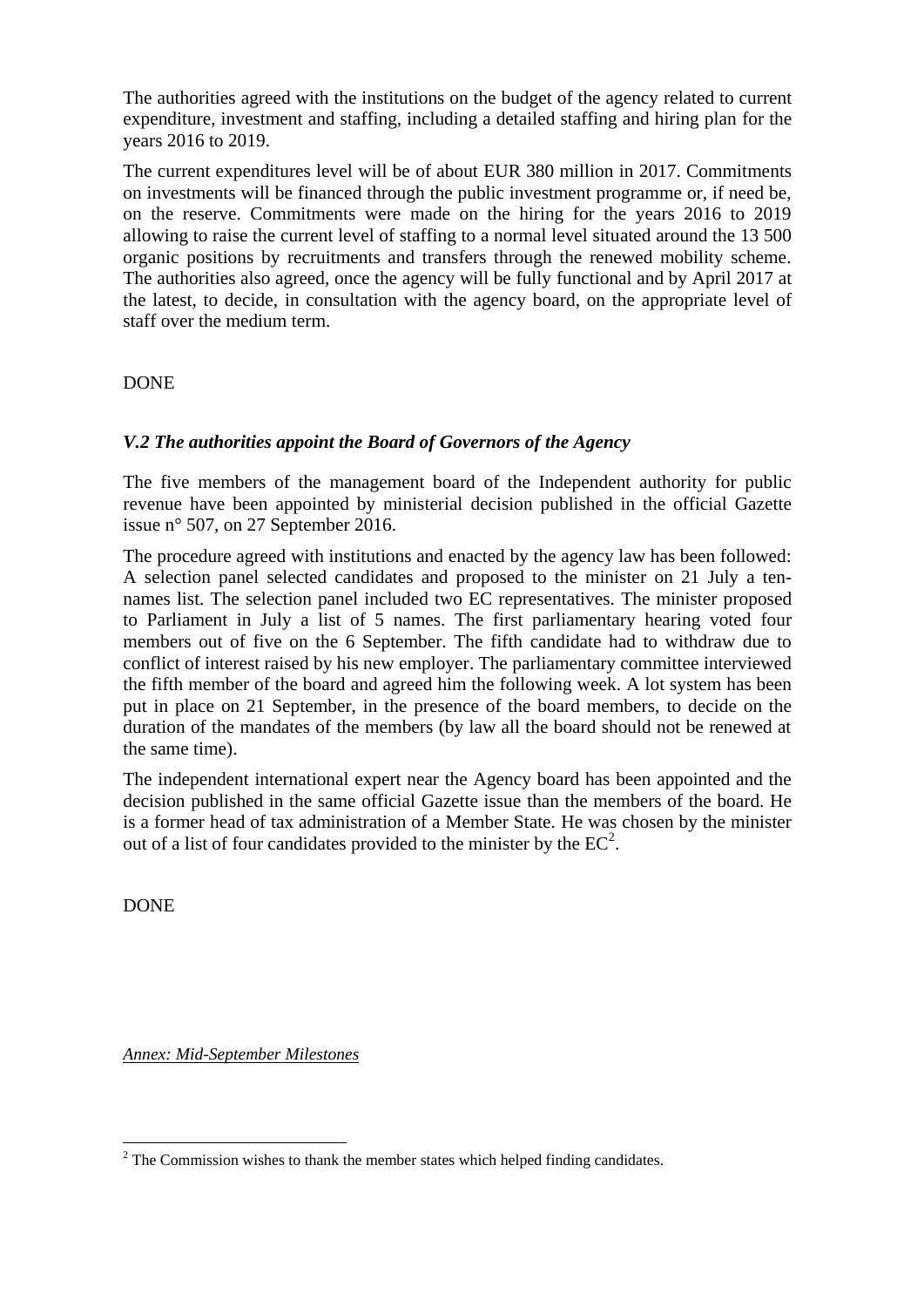The authorities agreed with the institutions on the budget of the agency related to current expenditure, investment and staffing, including a detailed staffing and hiring plan for the years 2016 to 2019.

The current expenditures level will be of about EUR 380 million in 2017. Commitments on investments will be financed through the public investment programme or, if need be, on the reserve. Commitments were made on the hiring for the years 2016 to 2019 allowing to raise the current level of staffing to a normal level situated around the 13 500 organic positions by recruitments and transfers through the renewed mobility scheme. The authorities also agreed, once the agency will be fully functional and by April 2017 at the latest, to decide, in consultation with the agency board, on the appropriate level of staff over the medium term.

DONE

### *V.2 The authorities appoint the Board of Governors of the Agency*

The five members of the management board of the Independent authority for public revenue have been appointed by ministerial decision published in the official Gazette issue n° 507, on 27 September 2016.

The procedure agreed with institutions and enacted by the agency law has been followed: A selection panel selected candidates and proposed to the minister on 21 July a ten-names list. The selection panel included two EC representatives. The minister proposed to Parliament in July a list of 5 names. The first parliamentary hearing voted four members out of five on the 6 September. The fifth candidate had to withdraw due to conflict of interest raised by his new employer. The parliamentary committee interviewed the fifth member of the board and agreed him the following week. A lot system has been put in place on 21 September, in the presence of the board members, to decide on the duration of the mandates of the members (by law all the board should not be renewed at the same time).

The independent international expert near the Agency board has been appointed and the decision published in the same official Gazette issue than the members of the board. He is a former head of tax administration of a Member State. He was chosen by the minister out of a list of four candidates provided to the minister by the EC[2].

DONE

*Annex: Mid-September Milestones*

[2] The Commission wishes to thank the member states which helped finding candidates.